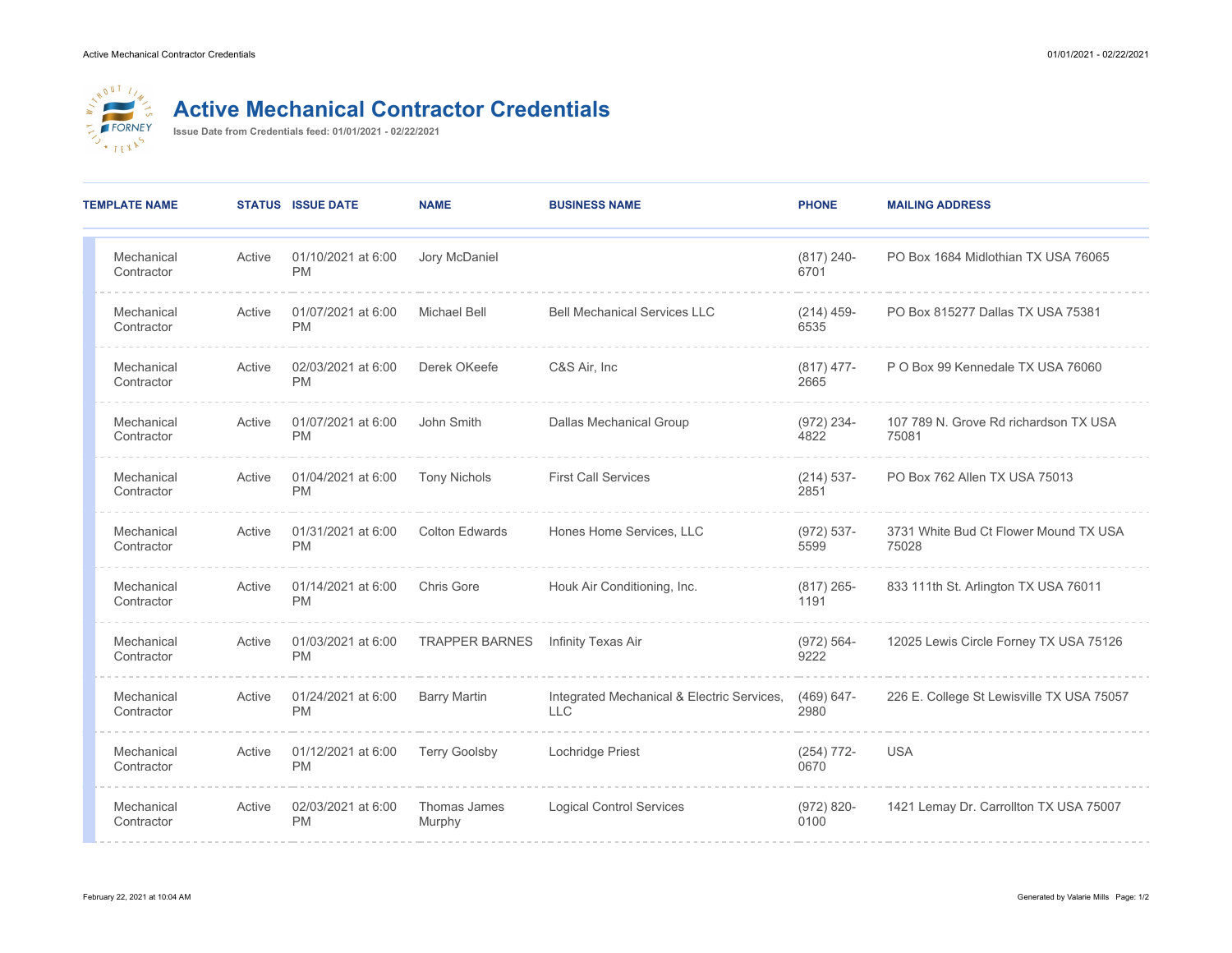# Active Mechanical Contractor Credentials

**Issue Date from Credentials feed: 01/01/2021 - 02/22/2021**

| TEMPLATE NAME | STATUS | ISSUE DATE | NAME | BUSINESS NAME | PHONE | MAILING ADDRESS |
| --- | --- | --- | --- | --- | --- | --- |
| Mechanical Contractor | Active | 01/10/2021 at 6:00 PM | Jory McDaniel | | (817) 240-6701 | PO Box 1684 Midlothian TX USA 76065 |
| Mechanical Contractor | Active | 01/07/2021 at 6:00 PM | Michael Bell | Bell Mechanical Services LLC | (214) 459-6535 | PO Box 815277 Dallas TX USA 75381 |
| Mechanical Contractor | Active | 02/03/2021 at 6:00 PM | Derek OKeefe | C&S Air, Inc | (817) 477-2665 | P O Box 99 Kennedale TX USA 76060 |
| Mechanical Contractor | Active | 01/07/2021 at 6:00 PM | John Smith | Dallas Mechanical Group | (972) 234-4822 | 107 789 N. Grove Rd richardson TX USA 75081 |
| Mechanical Contractor | Active | 01/04/2021 at 6:00 PM | Tony Nichols | First Call Services | (214) 537-2851 | PO Box 762 Allen TX USA 75013 |
| Mechanical Contractor | Active | 01/31/2021 at 6:00 PM | Colton Edwards | Hones Home Services, LLC | (972) 537-5599 | 3731 White Bud Ct Flower Mound TX USA 75028 |
| Mechanical Contractor | Active | 01/14/2021 at 6:00 PM | Chris Gore | Houk Air Conditioning, Inc. | (817) 265-1191 | 833 111th St. Arlington TX USA 76011 |
| Mechanical Contractor | Active | 01/03/2021 at 6:00 PM | TRAPPER BARNES | Infinity Texas Air | (972) 564-9222 | 12025 Lewis Circle Forney TX USA 75126 |
| Mechanical Contractor | Active | 01/24/2021 at 6:00 PM | Barry Martin | Integrated Mechanical & Electric Services, LLC | (469) 647-2980 | 226 E. College St Lewisville TX USA 75057 |
| Mechanical Contractor | Active | 01/12/2021 at 6:00 PM | Terry Goolsby | Lochridge Priest | (254) 772-0670 | USA |
| Mechanical Contractor | Active | 02/03/2021 at 6:00 PM | Thomas James Murphy | Logical Control Services | (972) 820-0100 | 1421 Lemay Dr. Carrollton TX USA 75007 |

February 22, 2021 at 10:04 AM

Generated by Valarie Mills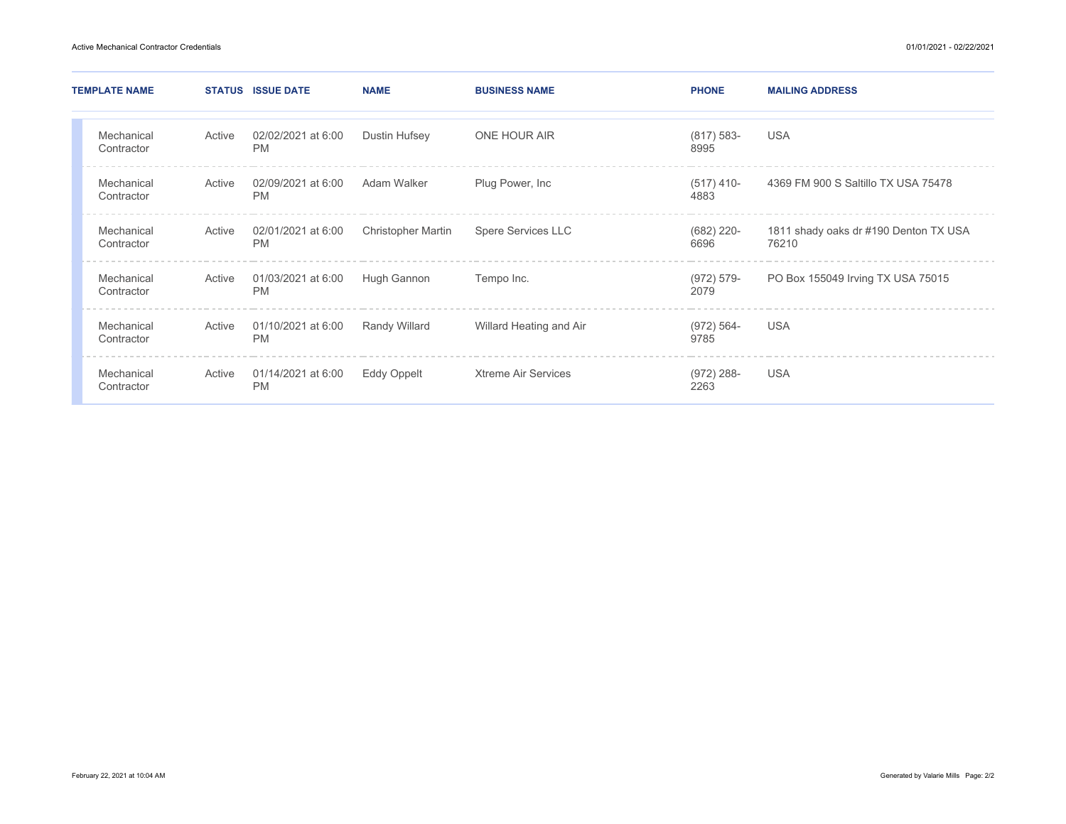| TEMPLATE NAME | STATUS | ISSUE DATE | NAME | BUSINESS NAME | PHONE | MAILING ADDRESS |
|---|---|---|---|---|---|---|
| Mechanical Contractor | Active | 02/02/2021 at 6:00 PM | Dustin Hufsey | ONE HOUR AIR | (817) 583-8995 | USA |
| Mechanical Contractor | Active | 02/09/2021 at 6:00 PM | Adam Walker | Plug Power, Inc | (517) 410-4883 | 4369 FM 900 S Saltillo TX USA 75478 |
| Mechanical Contractor | Active | 02/01/2021 at 6:00 PM | Christopher Martin | Spere Services LLC | (682) 220-6696 | 1811 shady oaks dr #190 Denton TX USA 76210 |
| Mechanical Contractor | Active | 01/03/2021 at 6:00 PM | Hugh Gannon | Tempo Inc. | (972) 579-2079 | PO Box 155049 Irving TX USA 75015 |
| Mechanical Contractor | Active | 01/10/2021 at 6:00 PM | Randy Willard | Willard Heating and Air | (972) 564-9785 | USA |
| Mechanical Contractor | Active | 01/14/2021 at 6:00 PM | Eddy Oppelt | Xtreme Air Services | (972) 288-2263 | USA |